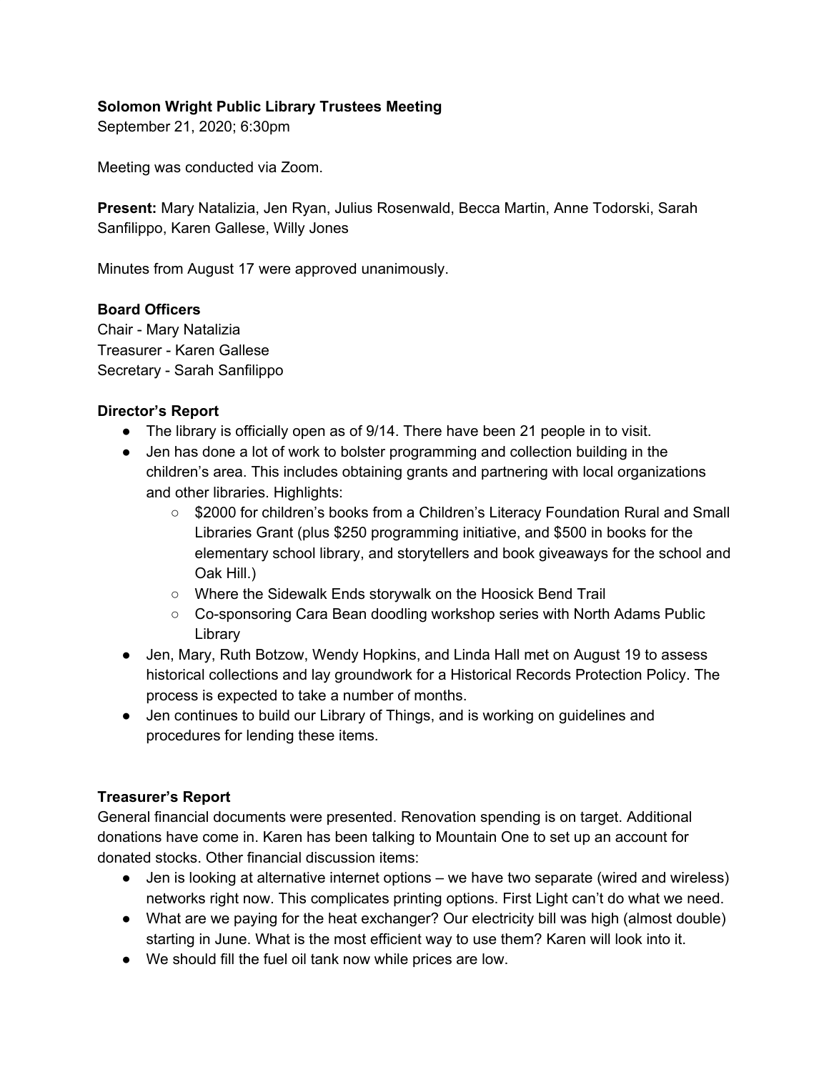**Solomon Wright Public Library Trustees Meeting**
September 21, 2020; 6:30pm

Meeting was conducted via Zoom.

**Present:** Mary Natalizia, Jen Ryan, Julius Rosenwald, Becca Martin, Anne Todorski, Sarah Sanfilippo, Karen Gallese, Willy Jones

Minutes from August 17 were approved unanimously.

**Board Officers**
Chair - Mary Natalizia
Treasurer - Karen Gallese
Secretary - Sarah Sanfilippo

**Director's Report**

- The library is officially open as of 9/14. There have been 21 people in to visit.
- Jen has done a lot of work to bolster programming and collection building in the children's area. This includes obtaining grants and partnering with local organizations and other libraries. Highlights:
  - $2000 for children's books from a Children's Literacy Foundation Rural and Small Libraries Grant (plus $250 programming initiative, and $500 in books for the elementary school library, and storytellers and book giveaways for the school and Oak Hill.)
  - Where the Sidewalk Ends storywalk on the Hoosick Bend Trail
  - Co-sponsoring Cara Bean doodling workshop series with North Adams Public Library
- Jen, Mary, Ruth Botzow, Wendy Hopkins, and Linda Hall met on August 19 to assess historical collections and lay groundwork for a Historical Records Protection Policy. The process is expected to take a number of months.
- Jen continues to build our Library of Things, and is working on guidelines and procedures for lending these items.

**Treasurer's Report**
General financial documents were presented. Renovation spending is on target. Additional donations have come in. Karen has been talking to Mountain One to set up an account for donated stocks. Other financial discussion items:

- Jen is looking at alternative internet options – we have two separate (wired and wireless) networks right now. This complicates printing options. First Light can't do what we need.
- What are we paying for the heat exchanger? Our electricity bill was high (almost double) starting in June. What is the most efficient way to use them? Karen will look into it.
- We should fill the fuel oil tank now while prices are low.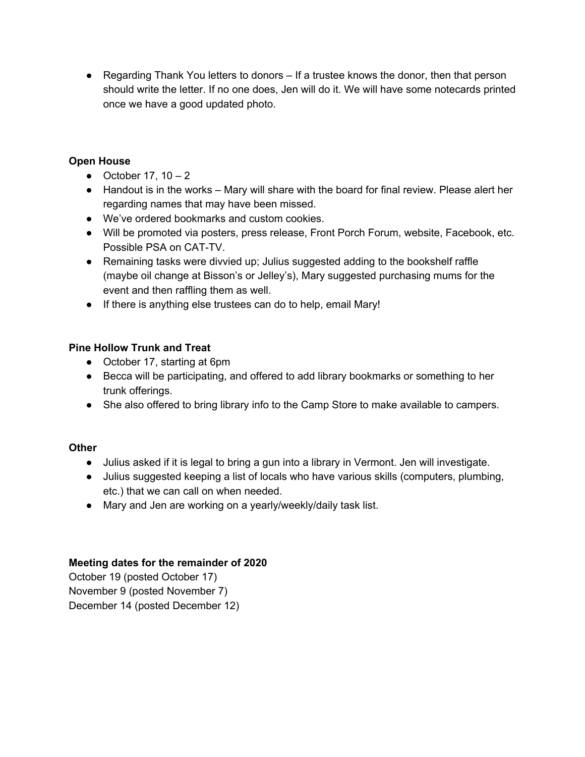- Regarding Thank You letters to donors – If a trustee knows the donor, then that person should write the letter. If no one does, Jen will do it. We will have some notecards printed once we have a good updated photo.

**Open House**

- October 17, 10 – 2
- Handout is in the works – Mary will share with the board for final review. Please alert her regarding names that may have been missed.
- We've ordered bookmarks and custom cookies.
- Will be promoted via posters, press release, Front Porch Forum, website, Facebook, etc. Possible PSA on CAT-TV.
- Remaining tasks were divvied up; Julius suggested adding to the bookshelf raffle (maybe oil change at Bisson's or Jelley's), Mary suggested purchasing mums for the event and then raffling them as well.
- If there is anything else trustees can do to help, email Mary!

**Pine Hollow Trunk and Treat**

- October 17, starting at 6pm
- Becca will be participating, and offered to add library bookmarks or something to her trunk offerings.
- She also offered to bring library info to the Camp Store to make available to campers.

**Other**

- Julius asked if it is legal to bring a gun into a library in Vermont. Jen will investigate.
- Julius suggested keeping a list of locals who have various skills (computers, plumbing, etc.) that we can call on when needed.
- Mary and Jen are working on a yearly/weekly/daily task list.

**Meeting dates for the remainder of 2020**

October 19 (posted October 17)
November 9 (posted November 7)
December 14 (posted December 12)